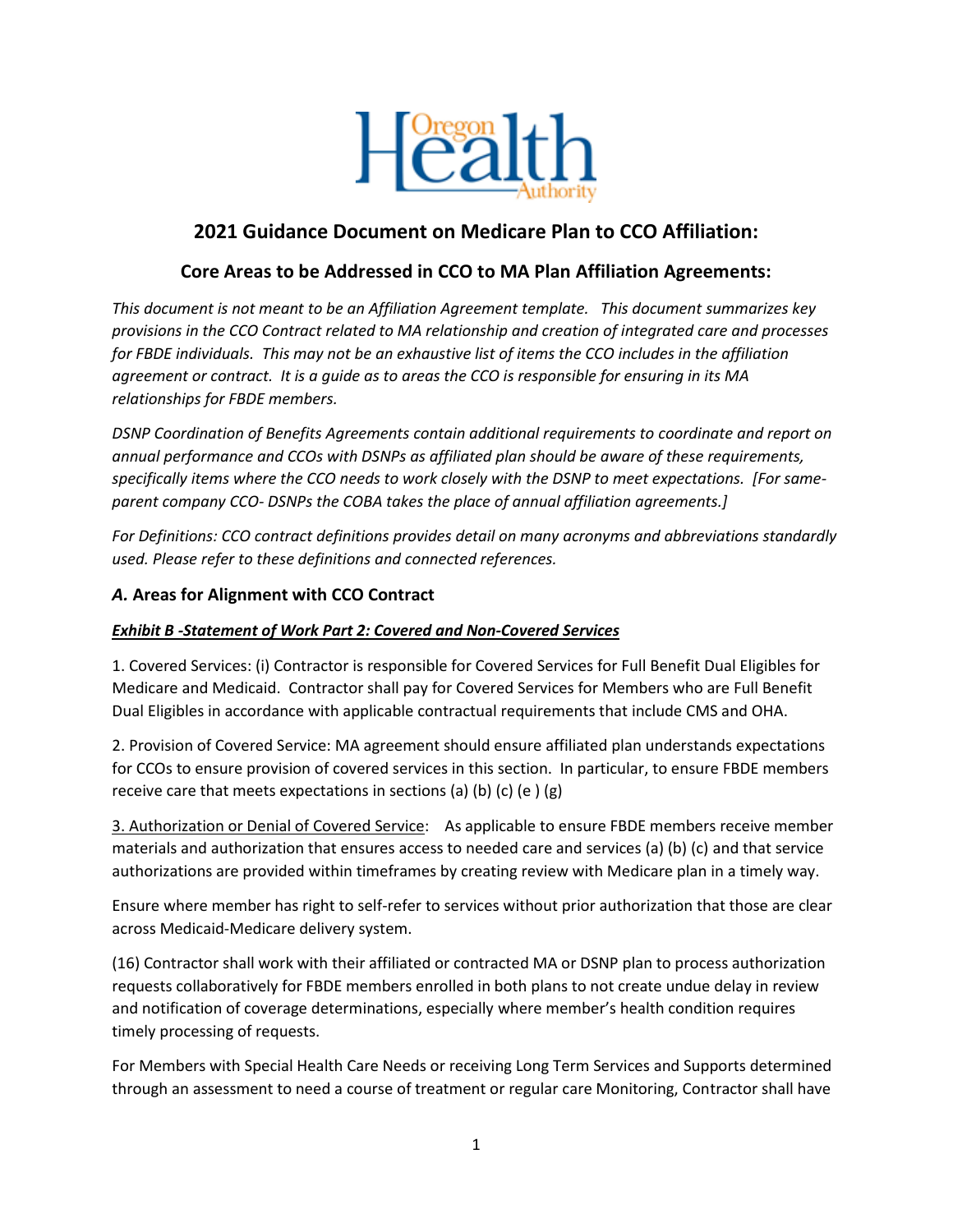# 2021 Guidance Document on Medicare Plan to CCO Affiliation:

## Core Areas to be Addressed in CCO to MA Plan Affiliation Agreements:

*This document is not meant to be an Affiliation Agreement template. This document summarizes key provisions in the CCO Contract related to MA relationship and creation of integrated care and processes for FBDE individuals. This may not be an exhaustive list of items the CCO includes in the affiliation agreement or contract. It is a guide as to areas the CCO is responsible for ensuring in its MA relationships for FBDE members.*

*DSNP Coordination of Benefits Agreements contain additional requirements to coordinate and report on annual performance and CCOs with DSNPs as affiliated plan should be aware of these requirements, specifically items where the CCO needs to work closely with the DSNP to meet expectations. [For same-parent company CCO- DSNPs the COBA takes the place of annual affiliation agreements.]*

*For Definitions: CCO contract definitions provides detail on many acronyms and abbreviations standardly used. Please refer to these definitions and connected references.*

### *A.* Areas for Alignment with CCO Contract

***Exhibit B -Statement of Work Part 2: Covered and Non-Covered Services***

1. Covered Services: (i) Contractor is responsible for Covered Services for Full Benefit Dual Eligibles for Medicare and Medicaid. Contractor shall pay for Covered Services for Members who are Full Benefit Dual Eligibles in accordance with applicable contractual requirements that include CMS and OHA.

2. Provision of Covered Service: MA agreement should ensure affiliated plan understands expectations for CCOs to ensure provision of covered services in this section. In particular, to ensure FBDE members receive care that meets expectations in sections (a) (b) (c) (e ) (g)

3. Authorization or Denial of Covered Service: As applicable to ensure FBDE members receive member materials and authorization that ensures access to needed care and services (a) (b) (c) and that service authorizations are provided within timeframes by creating review with Medicare plan in a timely way.

Ensure where member has right to self-refer to services without prior authorization that those are clear across Medicaid-Medicare delivery system.

(16) Contractor shall work with their affiliated or contracted MA or DSNP plan to process authorization requests collaboratively for FBDE members enrolled in both plans to not create undue delay in review and notification of coverage determinations, especially where member's health condition requires timely processing of requests.

For Members with Special Health Care Needs or receiving Long Term Services and Supports determined through an assessment to need a course of treatment or regular care Monitoring, Contractor shall have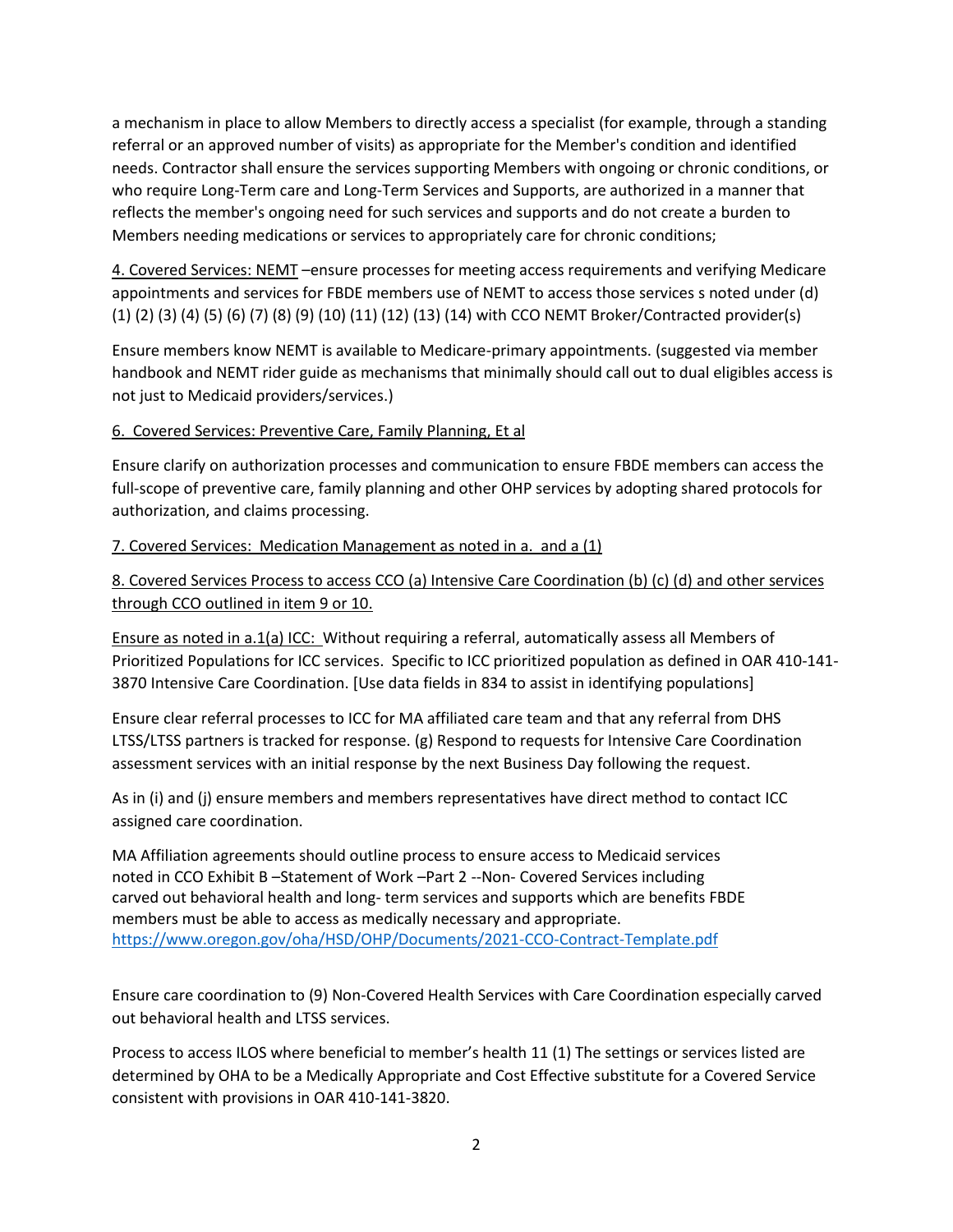a mechanism in place to allow Members to directly access a specialist (for example, through a standing referral or an approved number of visits) as appropriate for the Member's condition and identified needs. Contractor shall ensure the services supporting Members with ongoing or chronic conditions, or who require Long-Term care and Long-Term Services and Supports, are authorized in a manner that reflects the member's ongoing need for such services and supports and do not create a burden to Members needing medications or services to appropriately care for chronic conditions;

<u>4. Covered Services: NEMT</u> –ensure processes for meeting access requirements and verifying Medicare appointments and services for FBDE members use of NEMT to access those services s noted under (d) (1) (2) (3) (4) (5) (6) (7) (8) (9) (10) (11) (12) (13) (14) with CCO NEMT Broker/Contracted provider(s)

Ensure members know NEMT is available to Medicare-primary appointments. (suggested via member handbook and NEMT rider guide as mechanisms that minimally should call out to dual eligibles access is not just to Medicaid providers/services.)

<u>6. Covered Services: Preventive Care, Family Planning, Et al</u>

Ensure clarify on authorization processes and communication to ensure FBDE members can access the full-scope of preventive care, family planning and other OHP services by adopting shared protocols for authorization, and claims processing.

<u>7. Covered Services: Medication Management as noted in a. and a (1)</u>

<u>8. Covered Services Process to access CCO (a) Intensive Care Coordination (b) (c) (d) and other services through CCO outlined in item 9 or 10.</u>

<u>Ensure as noted in a.1(a) ICC:</u> Without requiring a referral, automatically assess all Members of Prioritized Populations for ICC services. Specific to ICC prioritized population as defined in OAR 410-141-3870 Intensive Care Coordination. [Use data fields in 834 to assist in identifying populations]

Ensure clear referral processes to ICC for MA affiliated care team and that any referral from DHS LTSS/LTSS partners is tracked for response. (g) Respond to requests for Intensive Care Coordination assessment services with an initial response by the next Business Day following the request.

As in (i) and (j) ensure members and members representatives have direct method to contact ICC assigned care coordination.

MA Affiliation agreements should outline process to ensure access to Medicaid services noted in CCO Exhibit B –Statement of Work –Part 2 --Non- Covered Services including carved out behavioral health and long- term services and supports which are benefits FBDE members must be able to access as medically necessary and appropriate. https://www.oregon.gov/oha/HSD/OHP/Documents/2021-CCO-Contract-Template.pdf

Ensure care coordination to (9) Non-Covered Health Services with Care Coordination especially carved out behavioral health and LTSS services.

Process to access ILOS where beneficial to member's health 11 (1) The settings or services listed are determined by OHA to be a Medically Appropriate and Cost Effective substitute for a Covered Service consistent with provisions in OAR 410-141-3820.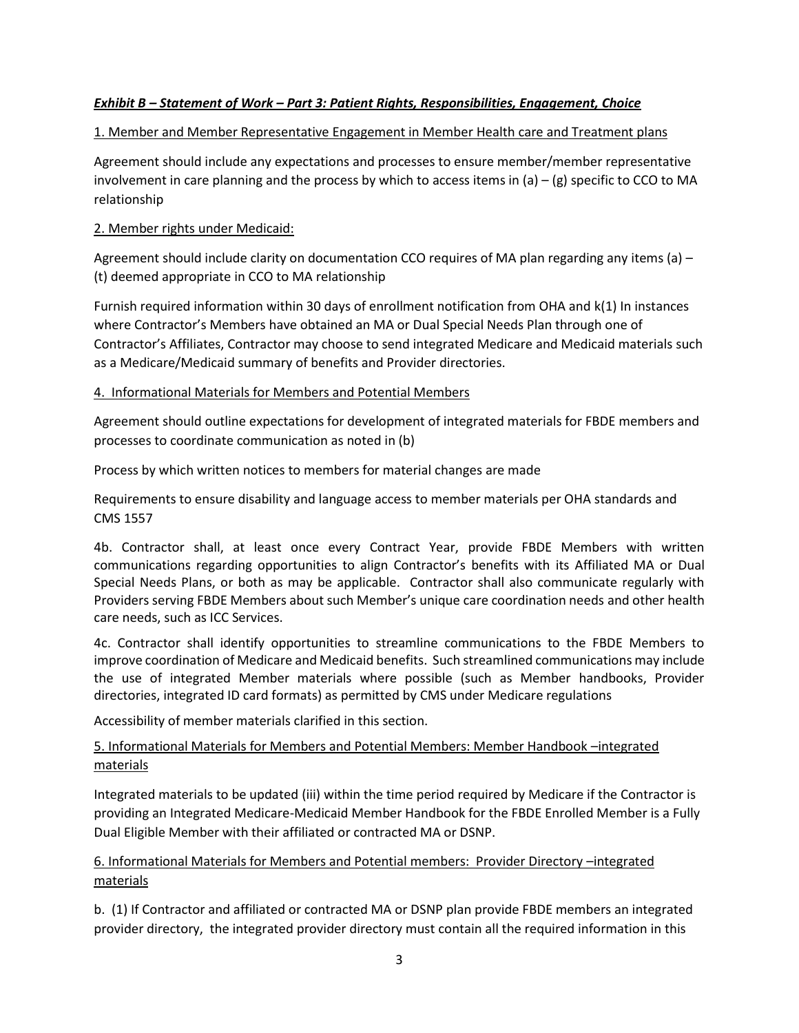***Exhibit B – Statement of Work – Part 3: Patient Rights, Responsibilities, Engagement, Choice***

<u>1. Member and Member Representative Engagement in Member Health care and Treatment plans</u>

Agreement should include any expectations and processes to ensure member/member representative involvement in care planning and the process by which to access items in (a) – (g) specific to CCO to MA relationship

<u>2. Member rights under Medicaid:</u>

Agreement should include clarity on documentation CCO requires of MA plan regarding any items (a) – (t) deemed appropriate in CCO to MA relationship

Furnish required information within 30 days of enrollment notification from OHA and k(1) In instances where Contractor's Members have obtained an MA or Dual Special Needs Plan through one of Contractor's Affiliates, Contractor may choose to send integrated Medicare and Medicaid materials such as a Medicare/Medicaid summary of benefits and Provider directories.

<u>4. Informational Materials for Members and Potential Members</u>

Agreement should outline expectations for development of integrated materials for FBDE members and processes to coordinate communication as noted in (b)

Process by which written notices to members for material changes are made

Requirements to ensure disability and language access to member materials per OHA standards and CMS 1557

4b. Contractor shall, at least once every Contract Year, provide FBDE Members with written communications regarding opportunities to align Contractor's benefits with its Affiliated MA or Dual Special Needs Plans, or both as may be applicable. Contractor shall also communicate regularly with Providers serving FBDE Members about such Member's unique care coordination needs and other health care needs, such as ICC Services.

4c. Contractor shall identify opportunities to streamline communications to the FBDE Members to improve coordination of Medicare and Medicaid benefits. Such streamlined communications may include the use of integrated Member materials where possible (such as Member handbooks, Provider directories, integrated ID card formats) as permitted by CMS under Medicare regulations

Accessibility of member materials clarified in this section.

<u>5. Informational Materials for Members and Potential Members: Member Handbook –integrated materials</u>

Integrated materials to be updated (iii) within the time period required by Medicare if the Contractor is providing an Integrated Medicare-Medicaid Member Handbook for the FBDE Enrolled Member is a Fully Dual Eligible Member with their affiliated or contracted MA or DSNP.

<u>6. Informational Materials for Members and Potential members: Provider Directory –integrated materials</u>

b. (1) If Contractor and affiliated or contracted MA or DSNP plan provide FBDE members an integrated provider directory, the integrated provider directory must contain all the required information in this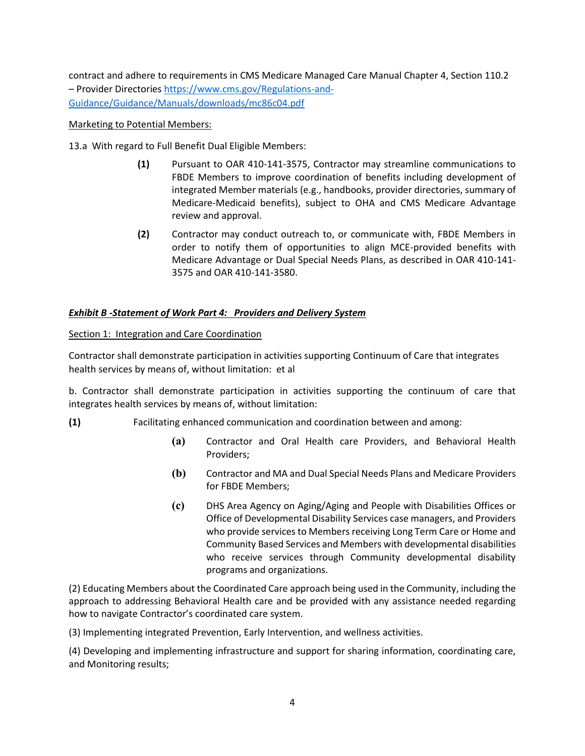contract and adhere to requirements in CMS Medicare Managed Care Manual Chapter 4, Section 110.2 – Provider Directories https://www.cms.gov/Regulations-and-Guidance/Guidance/Manuals/downloads/mc86c04.pdf

Marketing to Potential Members:

13.a With regard to Full Benefit Dual Eligible Members:

**(1)** Pursuant to OAR 410-141-3575, Contractor may streamline communications to FBDE Members to improve coordination of benefits including development of integrated Member materials (e.g., handbooks, provider directories, summary of Medicare-Medicaid benefits), subject to OHA and CMS Medicare Advantage review and approval.

**(2)** Contractor may conduct outreach to, or communicate with, FBDE Members in order to notify them of opportunities to align MCE-provided benefits with Medicare Advantage or Dual Special Needs Plans, as described in OAR 410-141-3575 and OAR 410-141-3580.

***Exhibit B -Statement of Work Part 4: Providers and Delivery System***

Section 1: Integration and Care Coordination

Contractor shall demonstrate participation in activities supporting Continuum of Care that integrates health services by means of, without limitation: et al

b. Contractor shall demonstrate participation in activities supporting the continuum of care that integrates health services by means of, without limitation:

**(1)** Facilitating enhanced communication and coordination between and among:

**(a)** Contractor and Oral Health care Providers, and Behavioral Health Providers;

**(b)** Contractor and MA and Dual Special Needs Plans and Medicare Providers for FBDE Members;

**(c)** DHS Area Agency on Aging/Aging and People with Disabilities Offices or Office of Developmental Disability Services case managers, and Providers who provide services to Members receiving Long Term Care or Home and Community Based Services and Members with developmental disabilities who receive services through Community developmental disability programs and organizations.

(2) Educating Members about the Coordinated Care approach being used in the Community, including the approach to addressing Behavioral Health care and be provided with any assistance needed regarding how to navigate Contractor's coordinated care system.

(3) Implementing integrated Prevention, Early Intervention, and wellness activities.

(4) Developing and implementing infrastructure and support for sharing information, coordinating care, and Monitoring results;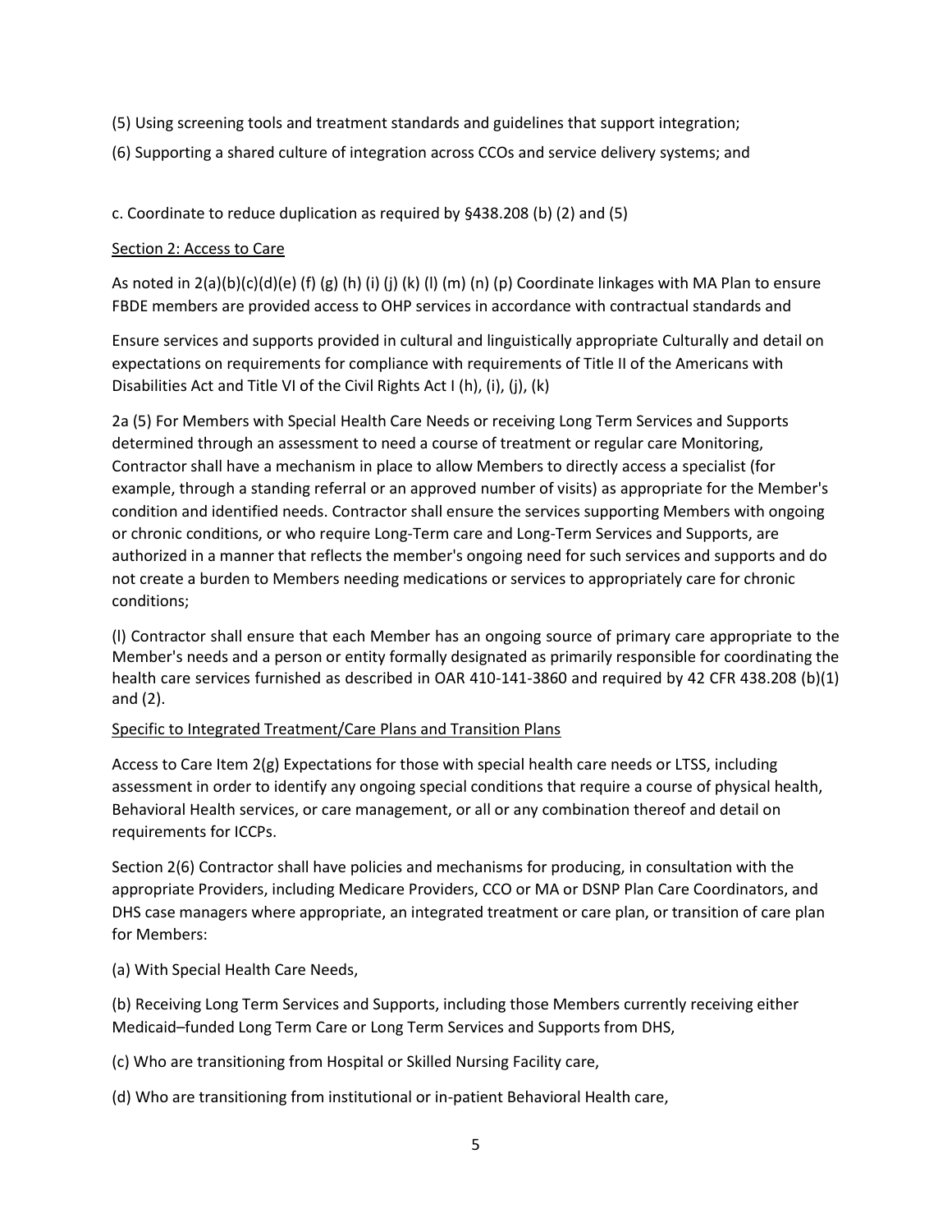(5) Using screening tools and treatment standards and guidelines that support integration;

(6) Supporting a shared culture of integration across CCOs and service delivery systems; and

c. Coordinate to reduce duplication as required by §438.208 (b) (2) and (5)

Section 2: Access to Care

As noted in 2(a)(b)(c)(d)(e) (f) (g) (h) (i) (j) (k) (l) (m) (n) (p) Coordinate linkages with MA Plan to ensure FBDE members are provided access to OHP services in accordance with contractual standards and

Ensure services and supports provided in cultural and linguistically appropriate Culturally and detail on expectations on requirements for compliance with requirements of Title II of the Americans with Disabilities Act and Title VI of the Civil Rights Act I (h), (i), (j), (k)

2a (5) For Members with Special Health Care Needs or receiving Long Term Services and Supports determined through an assessment to need a course of treatment or regular care Monitoring, Contractor shall have a mechanism in place to allow Members to directly access a specialist (for example, through a standing referral or an approved number of visits) as appropriate for the Member's condition and identified needs. Contractor shall ensure the services supporting Members with ongoing or chronic conditions, or who require Long-Term care and Long-Term Services and Supports, are authorized in a manner that reflects the member's ongoing need for such services and supports and do not create a burden to Members needing medications or services to appropriately care for chronic conditions;

(l) Contractor shall ensure that each Member has an ongoing source of primary care appropriate to the Member's needs and a person or entity formally designated as primarily responsible for coordinating the health care services furnished as described in OAR 410-141-3860 and required by 42 CFR 438.208 (b)(1) and (2).

Specific to Integrated Treatment/Care Plans and Transition Plans

Access to Care Item 2(g) Expectations for those with special health care needs or LTSS, including assessment in order to identify any ongoing special conditions that require a course of physical health, Behavioral Health services, or care management, or all or any combination thereof and detail on requirements for ICCPs.

Section 2(6) Contractor shall have policies and mechanisms for producing, in consultation with the appropriate Providers, including Medicare Providers, CCO or MA or DSNP Plan Care Coordinators, and DHS case managers where appropriate, an integrated treatment or care plan, or transition of care plan for Members:

(a) With Special Health Care Needs,

(b) Receiving Long Term Services and Supports, including those Members currently receiving either Medicaid–funded Long Term Care or Long Term Services and Supports from DHS,

(c) Who are transitioning from Hospital or Skilled Nursing Facility care,

(d) Who are transitioning from institutional or in-patient Behavioral Health care,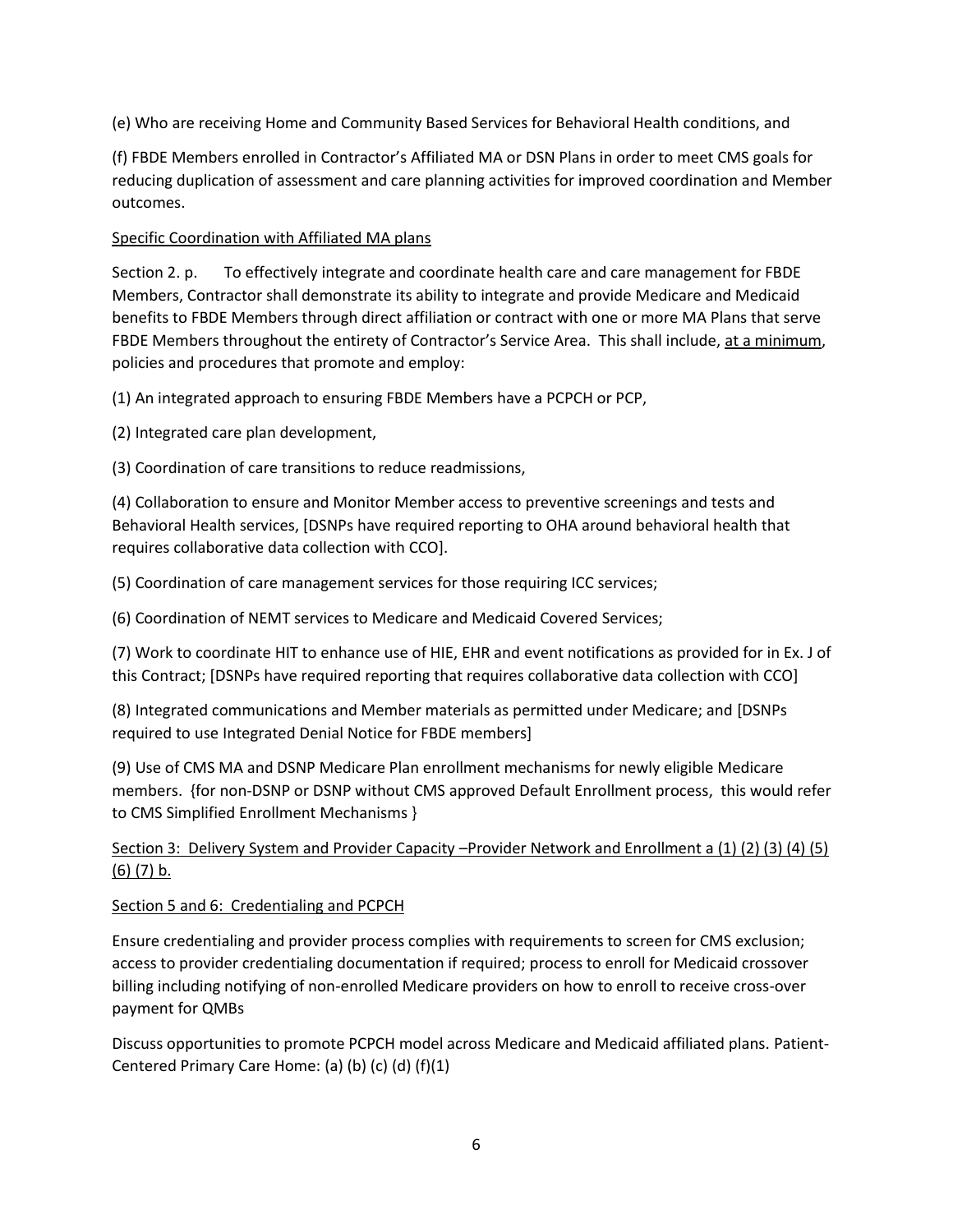(e) Who are receiving Home and Community Based Services for Behavioral Health conditions, and

(f) FBDE Members enrolled in Contractor's Affiliated MA or DSN Plans in order to meet CMS goals for reducing duplication of assessment and care planning activities for improved coordination and Member outcomes.

<u>Specific Coordination with Affiliated MA plans</u>

Section 2. p. To effectively integrate and coordinate health care and care management for FBDE Members, Contractor shall demonstrate its ability to integrate and provide Medicare and Medicaid benefits to FBDE Members through direct affiliation or contract with one or more MA Plans that serve FBDE Members throughout the entirety of Contractor's Service Area. This shall include, <u>at a minimum</u>, policies and procedures that promote and employ:

(1) An integrated approach to ensuring FBDE Members have a PCPCH or PCP,

(2) Integrated care plan development,

(3) Coordination of care transitions to reduce readmissions,

(4) Collaboration to ensure and Monitor Member access to preventive screenings and tests and Behavioral Health services, [DSNPs have required reporting to OHA around behavioral health that requires collaborative data collection with CCO].

(5) Coordination of care management services for those requiring ICC services;

(6) Coordination of NEMT services to Medicare and Medicaid Covered Services;

(7) Work to coordinate HIT to enhance use of HIE, EHR and event notifications as provided for in Ex. J of this Contract; [DSNPs have required reporting that requires collaborative data collection with CCO]

(8) Integrated communications and Member materials as permitted under Medicare; and [DSNPs required to use Integrated Denial Notice for FBDE members]

(9) Use of CMS MA and DSNP Medicare Plan enrollment mechanisms for newly eligible Medicare members. {for non-DSNP or DSNP without CMS approved Default Enrollment process, this would refer to CMS Simplified Enrollment Mechanisms }

<u>Section 3: Delivery System and Provider Capacity –Provider Network and Enrollment a (1) (2) (3) (4) (5) (6) (7) b.</u>

<u>Section 5 and 6: Credentialing and PCPCH</u>

Ensure credentialing and provider process complies with requirements to screen for CMS exclusion; access to provider credentialing documentation if required; process to enroll for Medicaid crossover billing including notifying of non-enrolled Medicare providers on how to enroll to receive cross-over payment for QMBs

Discuss opportunities to promote PCPCH model across Medicare and Medicaid affiliated plans. Patient-Centered Primary Care Home: (a) (b) (c) (d) (f)(1)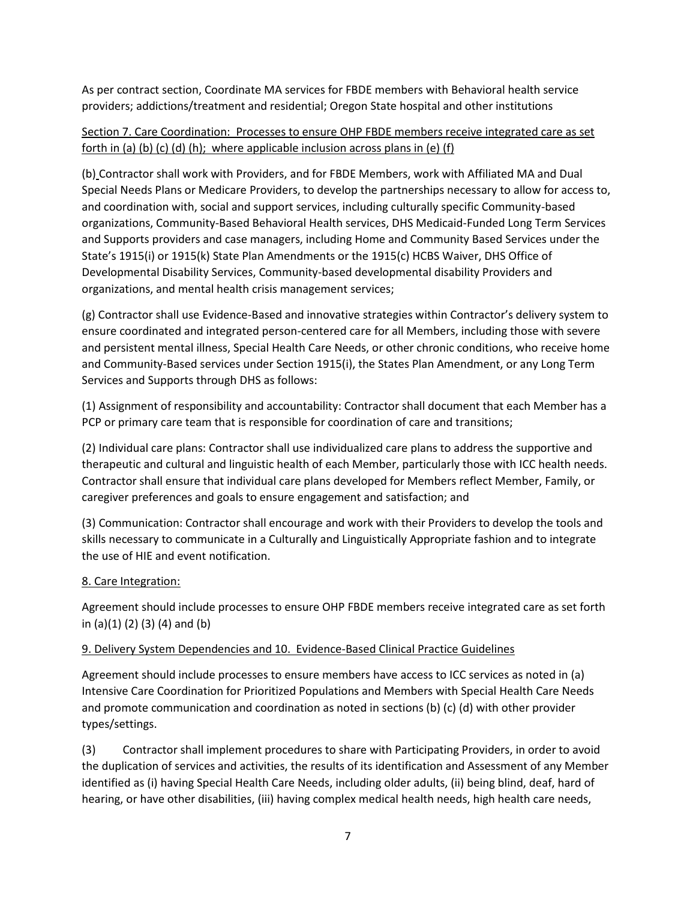As per contract section, Coordinate MA services for FBDE members with Behavioral health service providers; addictions/treatment and residential; Oregon State hospital and other institutions

<u>Section 7. Care Coordination: Processes to ensure OHP FBDE members receive integrated care as set forth in (a) (b) (c) (d) (h); where applicable inclusion across plans in (e) (f)</u>

(b) Contractor shall work with Providers, and for FBDE Members, work with Affiliated MA and Dual Special Needs Plans or Medicare Providers, to develop the partnerships necessary to allow for access to, and coordination with, social and support services, including culturally specific Community-based organizations, Community-Based Behavioral Health services, DHS Medicaid-Funded Long Term Services and Supports providers and case managers, including Home and Community Based Services under the State's 1915(i) or 1915(k) State Plan Amendments or the 1915(c) HCBS Waiver, DHS Office of Developmental Disability Services, Community-based developmental disability Providers and organizations, and mental health crisis management services;

(g) Contractor shall use Evidence-Based and innovative strategies within Contractor's delivery system to ensure coordinated and integrated person-centered care for all Members, including those with severe and persistent mental illness, Special Health Care Needs, or other chronic conditions, who receive home and Community-Based services under Section 1915(i), the States Plan Amendment, or any Long Term Services and Supports through DHS as follows:

(1) Assignment of responsibility and accountability: Contractor shall document that each Member has a PCP or primary care team that is responsible for coordination of care and transitions;

(2) Individual care plans: Contractor shall use individualized care plans to address the supportive and therapeutic and cultural and linguistic health of each Member, particularly those with ICC health needs. Contractor shall ensure that individual care plans developed for Members reflect Member, Family, or caregiver preferences and goals to ensure engagement and satisfaction; and

(3) Communication: Contractor shall encourage and work with their Providers to develop the tools and skills necessary to communicate in a Culturally and Linguistically Appropriate fashion and to integrate the use of HIE and event notification.

<u>8. Care Integration:</u>

Agreement should include processes to ensure OHP FBDE members receive integrated care as set forth in (a)(1) (2) (3) (4) and (b)

<u>9. Delivery System Dependencies and 10. Evidence-Based Clinical Practice Guidelines</u>

Agreement should include processes to ensure members have access to ICC services as noted in (a) Intensive Care Coordination for Prioritized Populations and Members with Special Health Care Needs and promote communication and coordination as noted in sections (b) (c) (d) with other provider types/settings.

(3) Contractor shall implement procedures to share with Participating Providers, in order to avoid the duplication of services and activities, the results of its identification and Assessment of any Member identified as (i) having Special Health Care Needs, including older adults, (ii) being blind, deaf, hard of hearing, or have other disabilities, (iii) having complex medical health needs, high health care needs,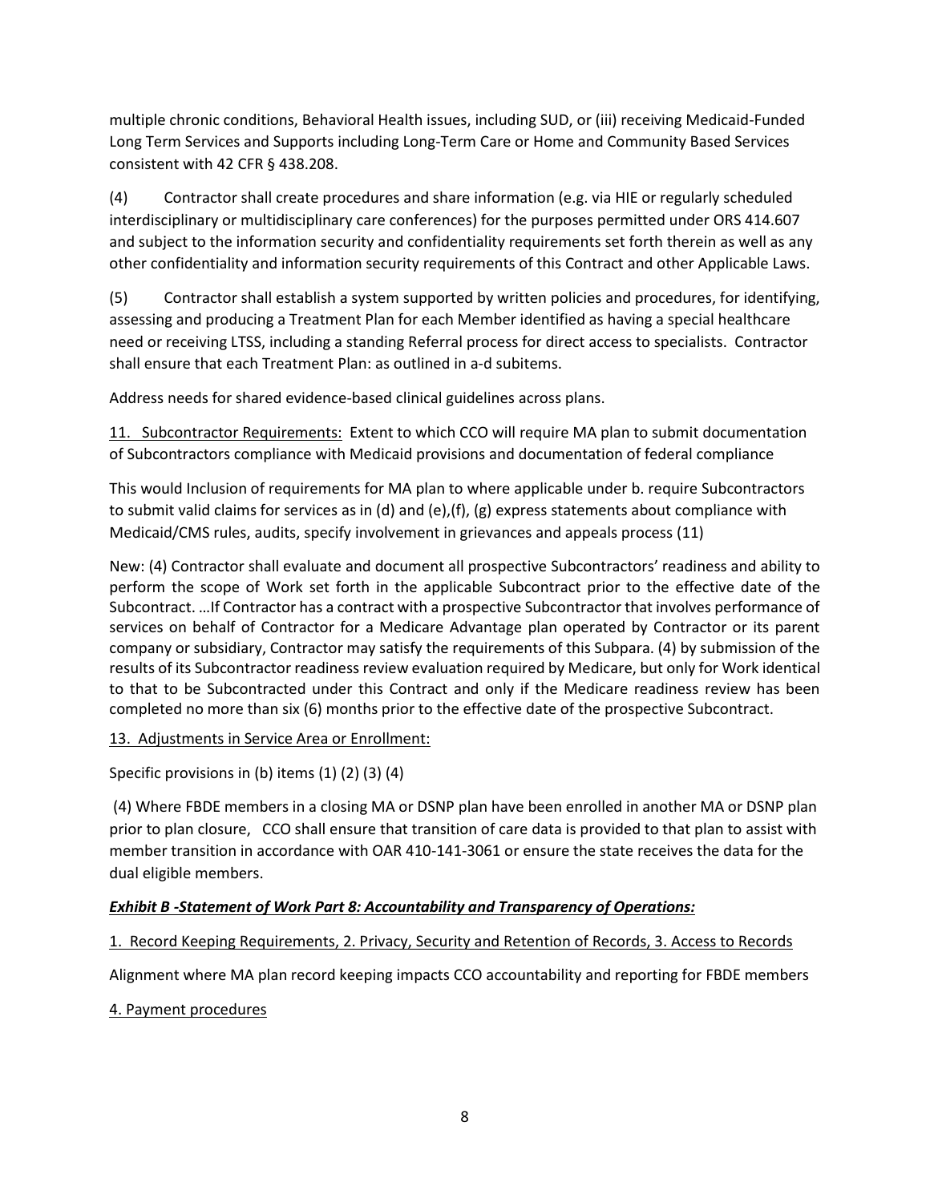multiple chronic conditions, Behavioral Health issues, including SUD, or (iii) receiving Medicaid-Funded Long Term Services and Supports including Long-Term Care or Home and Community Based Services consistent with 42 CFR § 438.208.

(4) Contractor shall create procedures and share information (e.g. via HIE or regularly scheduled interdisciplinary or multidisciplinary care conferences) for the purposes permitted under ORS 414.607 and subject to the information security and confidentiality requirements set forth therein as well as any other confidentiality and information security requirements of this Contract and other Applicable Laws.

(5) Contractor shall establish a system supported by written policies and procedures, for identifying, assessing and producing a Treatment Plan for each Member identified as having a special healthcare need or receiving LTSS, including a standing Referral process for direct access to specialists. Contractor shall ensure that each Treatment Plan: as outlined in a-d subitems.

Address needs for shared evidence-based clinical guidelines across plans.

<u>11. Subcontractor Requirements:</u> Extent to which CCO will require MA plan to submit documentation of Subcontractors compliance with Medicaid provisions and documentation of federal compliance

This would Inclusion of requirements for MA plan to where applicable under b. require Subcontractors to submit valid claims for services as in (d) and (e),(f), (g) express statements about compliance with Medicaid/CMS rules, audits, specify involvement in grievances and appeals process (11)

New: (4) Contractor shall evaluate and document all prospective Subcontractors' readiness and ability to perform the scope of Work set forth in the applicable Subcontract prior to the effective date of the Subcontract. …If Contractor has a contract with a prospective Subcontractor that involves performance of services on behalf of Contractor for a Medicare Advantage plan operated by Contractor or its parent company or subsidiary, Contractor may satisfy the requirements of this Subpara. (4) by submission of the results of its Subcontractor readiness review evaluation required by Medicare, but only for Work identical to that to be Subcontracted under this Contract and only if the Medicare readiness review has been completed no more than six (6) months prior to the effective date of the prospective Subcontract.

<u>13. Adjustments in Service Area or Enrollment:</u>

Specific provisions in (b) items (1) (2) (3) (4)

(4) Where FBDE members in a closing MA or DSNP plan have been enrolled in another MA or DSNP plan prior to plan closure, CCO shall ensure that transition of care data is provided to that plan to assist with member transition in accordance with OAR 410-141-3061 or ensure the state receives the data for the dual eligible members.

***<u>Exhibit B -Statement of Work Part 8: Accountability and Transparency of Operations:</u>***

<u>1. Record Keeping Requirements, 2. Privacy, Security and Retention of Records, 3. Access to Records</u>

Alignment where MA plan record keeping impacts CCO accountability and reporting for FBDE members

<u>4. Payment procedures</u>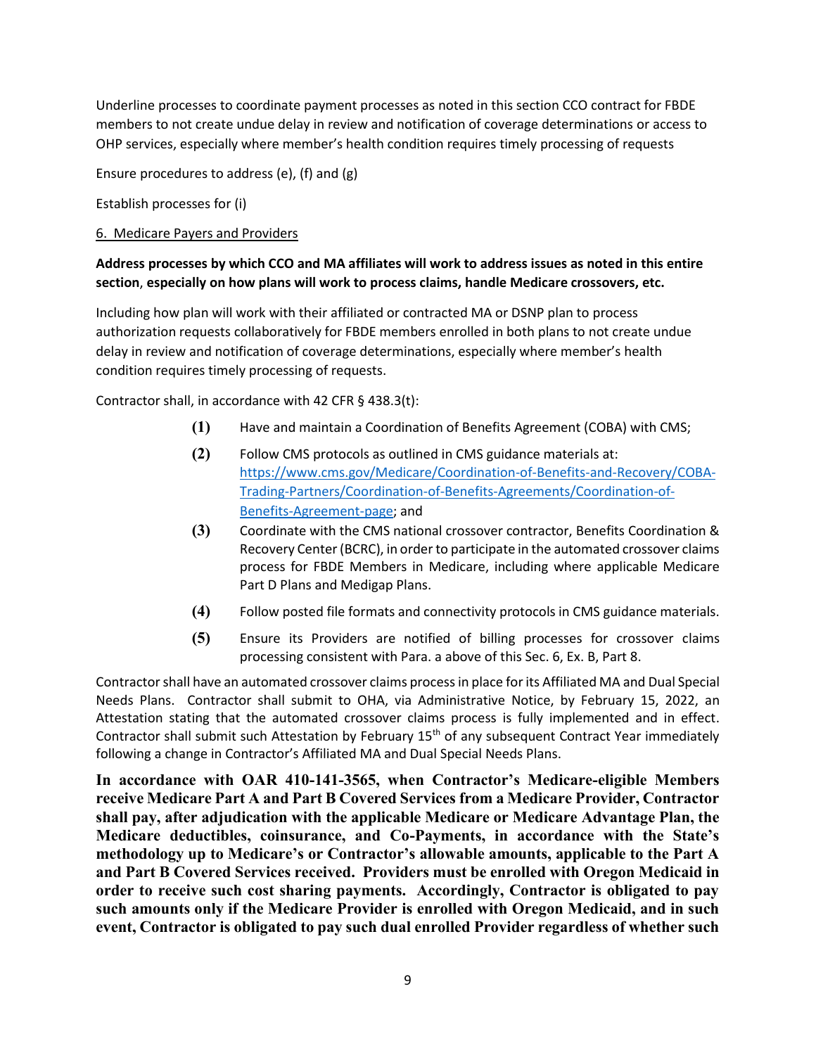Underline processes to coordinate payment processes as noted in this section CCO contract for FBDE members to not create undue delay in review and notification of coverage determinations or access to OHP services, especially where member's health condition requires timely processing of requests

Ensure procedures to address (e), (f) and (g)

Establish processes for (i)

<u>6. Medicare Payers and Providers</u>

**Address processes by which CCO and MA affiliates will work to address issues as noted in this entire section, especially on how plans will work to process claims, handle Medicare crossovers, etc.**

Including how plan will work with their affiliated or contracted MA or DSNP plan to process authorization requests collaboratively for FBDE members enrolled in both plans to not create undue delay in review and notification of coverage determinations, especially where member's health condition requires timely processing of requests.

Contractor shall, in accordance with 42 CFR § 438.3(t):

**(1)** Have and maintain a Coordination of Benefits Agreement (COBA) with CMS;

**(2)** Follow CMS protocols as outlined in CMS guidance materials at: https://www.cms.gov/Medicare/Coordination-of-Benefits-and-Recovery/COBA-Trading-Partners/Coordination-of-Benefits-Agreements/Coordination-of-Benefits-Agreement-page; and

**(3)** Coordinate with the CMS national crossover contractor, Benefits Coordination & Recovery Center (BCRC), in order to participate in the automated crossover claims process for FBDE Members in Medicare, including where applicable Medicare Part D Plans and Medigap Plans.

**(4)** Follow posted file formats and connectivity protocols in CMS guidance materials.

**(5)** Ensure its Providers are notified of billing processes for crossover claims processing consistent with Para. a above of this Sec. 6, Ex. B, Part 8.

Contractor shall have an automated crossover claims process in place for its Affiliated MA and Dual Special Needs Plans. Contractor shall submit to OHA, via Administrative Notice, by February 15, 2022, an Attestation stating that the automated crossover claims process is fully implemented and in effect. Contractor shall submit such Attestation by February 15th of any subsequent Contract Year immediately following a change in Contractor's Affiliated MA and Dual Special Needs Plans.

**In accordance with OAR 410-141-3565, when Contractor's Medicare-eligible Members receive Medicare Part A and Part B Covered Services from a Medicare Provider, Contractor shall pay, after adjudication with the applicable Medicare or Medicare Advantage Plan, the Medicare deductibles, coinsurance, and Co-Payments, in accordance with the State's methodology up to Medicare's or Contractor's allowable amounts, applicable to the Part A and Part B Covered Services received. Providers must be enrolled with Oregon Medicaid in order to receive such cost sharing payments. Accordingly, Contractor is obligated to pay such amounts only if the Medicare Provider is enrolled with Oregon Medicaid, and in such event, Contractor is obligated to pay such dual enrolled Provider regardless of whether such**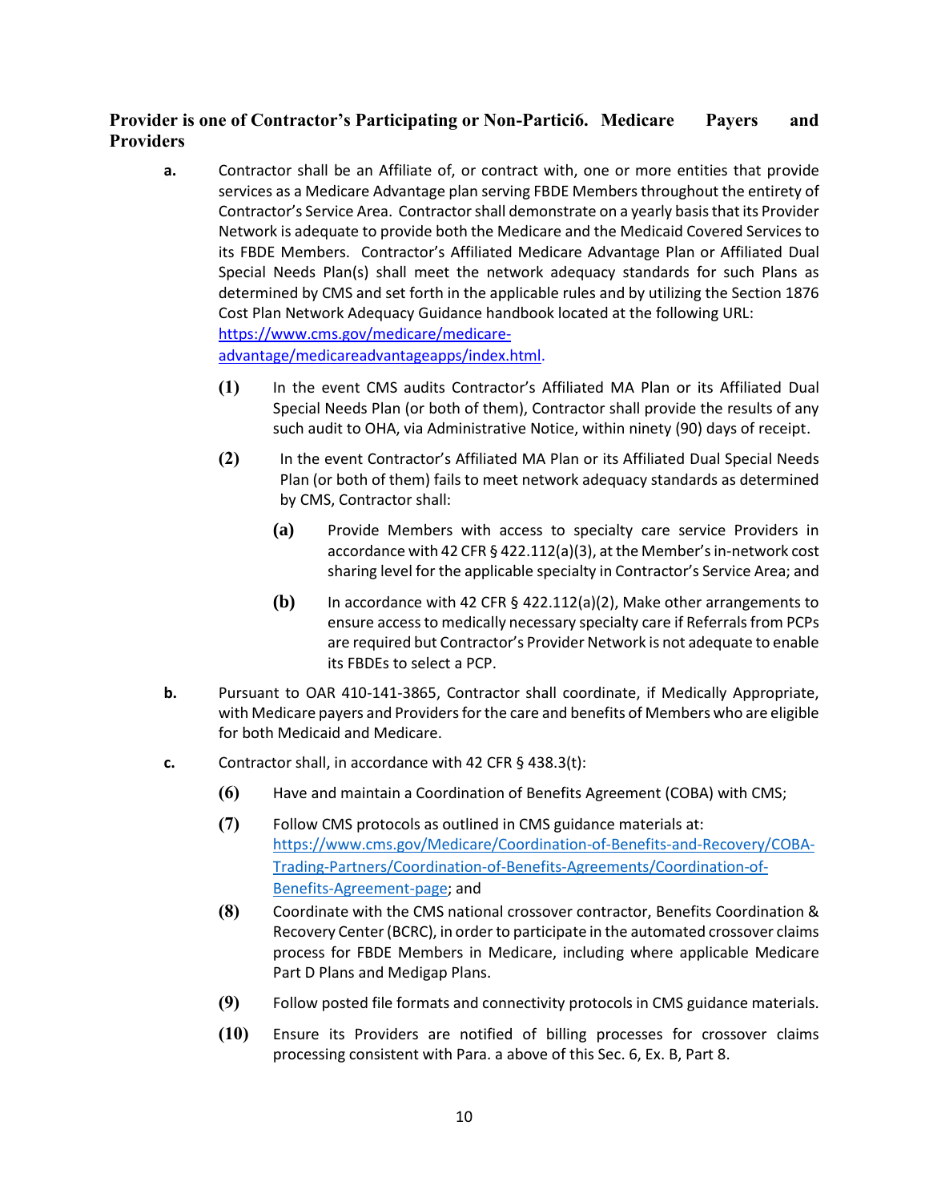**Provider is one of Contractor's Participating or Non-Partici6. Medicare Payers and Providers**

**a.** Contractor shall be an Affiliate of, or contract with, one or more entities that provide services as a Medicare Advantage plan serving FBDE Members throughout the entirety of Contractor's Service Area. Contractor shall demonstrate on a yearly basis that its Provider Network is adequate to provide both the Medicare and the Medicaid Covered Services to its FBDE Members. Contractor's Affiliated Medicare Advantage Plan or Affiliated Dual Special Needs Plan(s) shall meet the network adequacy standards for such Plans as determined by CMS and set forth in the applicable rules and by utilizing the Section 1876 Cost Plan Network Adequacy Guidance handbook located at the following URL: [https://www.cms.gov/medicare/medicare-advantage/medicareadvantageapps/index.html](https://www.cms.gov/medicare/medicare-advantage/medicareadvantageapps/index.html).

- **(1)** In the event CMS audits Contractor's Affiliated MA Plan or its Affiliated Dual Special Needs Plan (or both of them), Contractor shall provide the results of any such audit to OHA, via Administrative Notice, within ninety (90) days of receipt.

- **(2)** In the event Contractor's Affiliated MA Plan or its Affiliated Dual Special Needs Plan (or both of them) fails to meet network adequacy standards as determined by CMS, Contractor shall:

  - **(a)** Provide Members with access to specialty care service Providers in accordance with 42 CFR § 422.112(a)(3), at the Member's in-network cost sharing level for the applicable specialty in Contractor's Service Area; and

  - **(b)** In accordance with 42 CFR § 422.112(a)(2), Make other arrangements to ensure access to medically necessary specialty care if Referrals from PCPs are required but Contractor's Provider Network is not adequate to enable its FBDEs to select a PCP.

**b.** Pursuant to OAR 410-141-3865, Contractor shall coordinate, if Medically Appropriate, with Medicare payers and Providers for the care and benefits of Members who are eligible for both Medicaid and Medicare.

**c.** Contractor shall, in accordance with 42 CFR § 438.3(t):

- **(6)** Have and maintain a Coordination of Benefits Agreement (COBA) with CMS;

- **(7)** Follow CMS protocols as outlined in CMS guidance materials at: [https://www.cms.gov/Medicare/Coordination-of-Benefits-and-Recovery/COBA-Trading-Partners/Coordination-of-Benefits-Agreements/Coordination-of-Benefits-Agreement-page](https://www.cms.gov/Medicare/Coordination-of-Benefits-and-Recovery/COBA-Trading-Partners/Coordination-of-Benefits-Agreements/Coordination-of-Benefits-Agreement-page); and

- **(8)** Coordinate with the CMS national crossover contractor, Benefits Coordination & Recovery Center (BCRC), in order to participate in the automated crossover claims process for FBDE Members in Medicare, including where applicable Medicare Part D Plans and Medigap Plans.

- **(9)** Follow posted file formats and connectivity protocols in CMS guidance materials.

- **(10)** Ensure its Providers are notified of billing processes for crossover claims processing consistent with Para. a above of this Sec. 6, Ex. B, Part 8.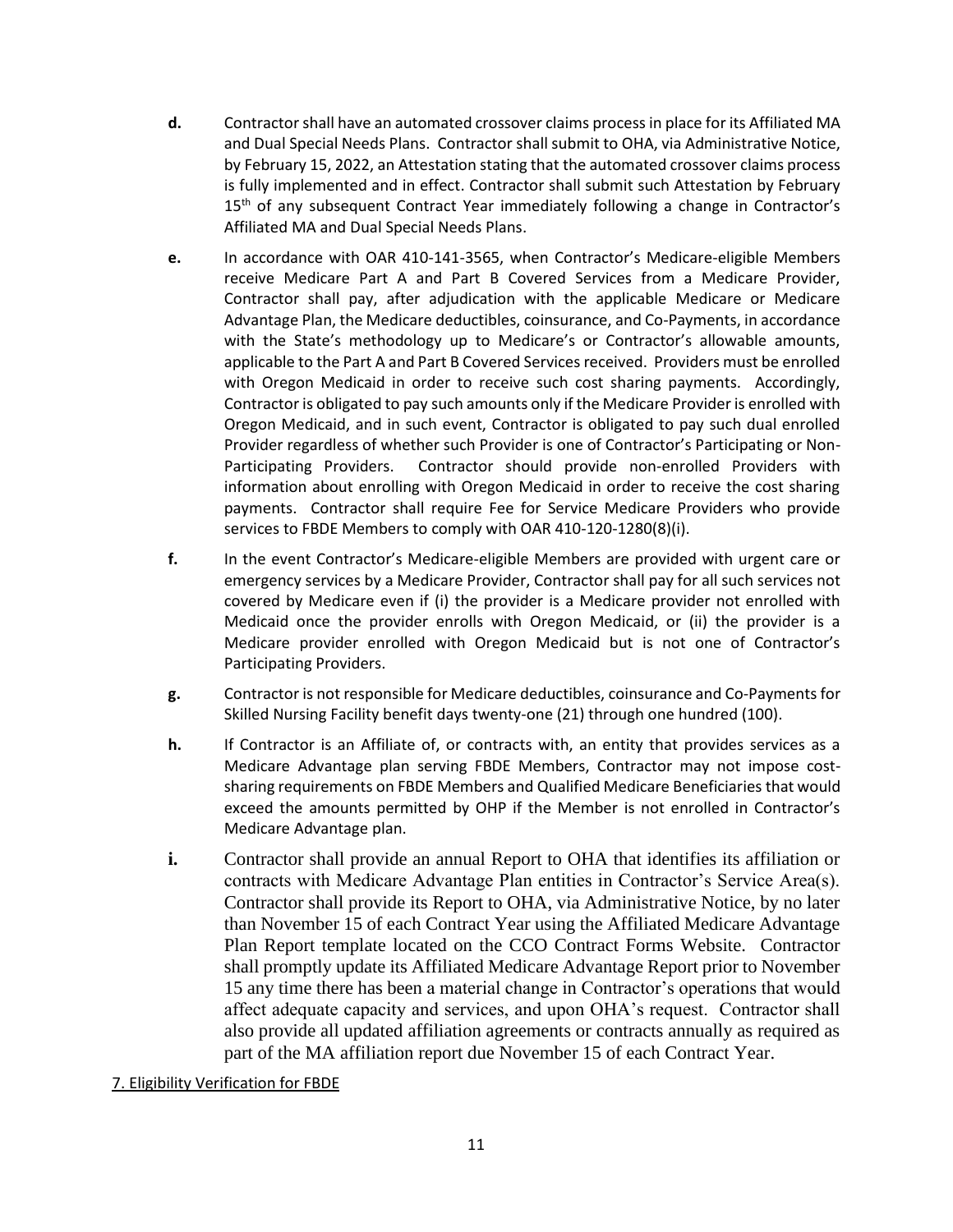**d.** Contractor shall have an automated crossover claims process in place for its Affiliated MA and Dual Special Needs Plans. Contractor shall submit to OHA, via Administrative Notice, by February 15, 2022, an Attestation stating that the automated crossover claims process is fully implemented and in effect. Contractor shall submit such Attestation by February 15th of any subsequent Contract Year immediately following a change in Contractor's Affiliated MA and Dual Special Needs Plans.

**e.** In accordance with OAR 410-141-3565, when Contractor's Medicare-eligible Members receive Medicare Part A and Part B Covered Services from a Medicare Provider, Contractor shall pay, after adjudication with the applicable Medicare or Medicare Advantage Plan, the Medicare deductibles, coinsurance, and Co-Payments, in accordance with the State's methodology up to Medicare's or Contractor's allowable amounts, applicable to the Part A and Part B Covered Services received. Providers must be enrolled with Oregon Medicaid in order to receive such cost sharing payments. Accordingly, Contractor is obligated to pay such amounts only if the Medicare Provider is enrolled with Oregon Medicaid, and in such event, Contractor is obligated to pay such dual enrolled Provider regardless of whether such Provider is one of Contractor's Participating or Non-Participating Providers. Contractor should provide non-enrolled Providers with information about enrolling with Oregon Medicaid in order to receive the cost sharing payments. Contractor shall require Fee for Service Medicare Providers who provide services to FBDE Members to comply with OAR 410-120-1280(8)(i).

**f.** In the event Contractor's Medicare-eligible Members are provided with urgent care or emergency services by a Medicare Provider, Contractor shall pay for all such services not covered by Medicare even if (i) the provider is a Medicare provider not enrolled with Medicaid once the provider enrolls with Oregon Medicaid, or (ii) the provider is a Medicare provider enrolled with Oregon Medicaid but is not one of Contractor's Participating Providers.

**g.** Contractor is not responsible for Medicare deductibles, coinsurance and Co-Payments for Skilled Nursing Facility benefit days twenty-one (21) through one hundred (100).

**h.** If Contractor is an Affiliate of, or contracts with, an entity that provides services as a Medicare Advantage plan serving FBDE Members, Contractor may not impose cost-sharing requirements on FBDE Members and Qualified Medicare Beneficiaries that would exceed the amounts permitted by OHP if the Member is not enrolled in Contractor's Medicare Advantage plan.

**i.** Contractor shall provide an annual Report to OHA that identifies its affiliation or contracts with Medicare Advantage Plan entities in Contractor's Service Area(s). Contractor shall provide its Report to OHA, via Administrative Notice, by no later than November 15 of each Contract Year using the Affiliated Medicare Advantage Plan Report template located on the CCO Contract Forms Website. Contractor shall promptly update its Affiliated Medicare Advantage Report prior to November 15 any time there has been a material change in Contractor's operations that would affect adequate capacity and services, and upon OHA's request. Contractor shall also provide all updated affiliation agreements or contracts annually as required as part of the MA affiliation report due November 15 of each Contract Year.

7. Eligibility Verification for FBDE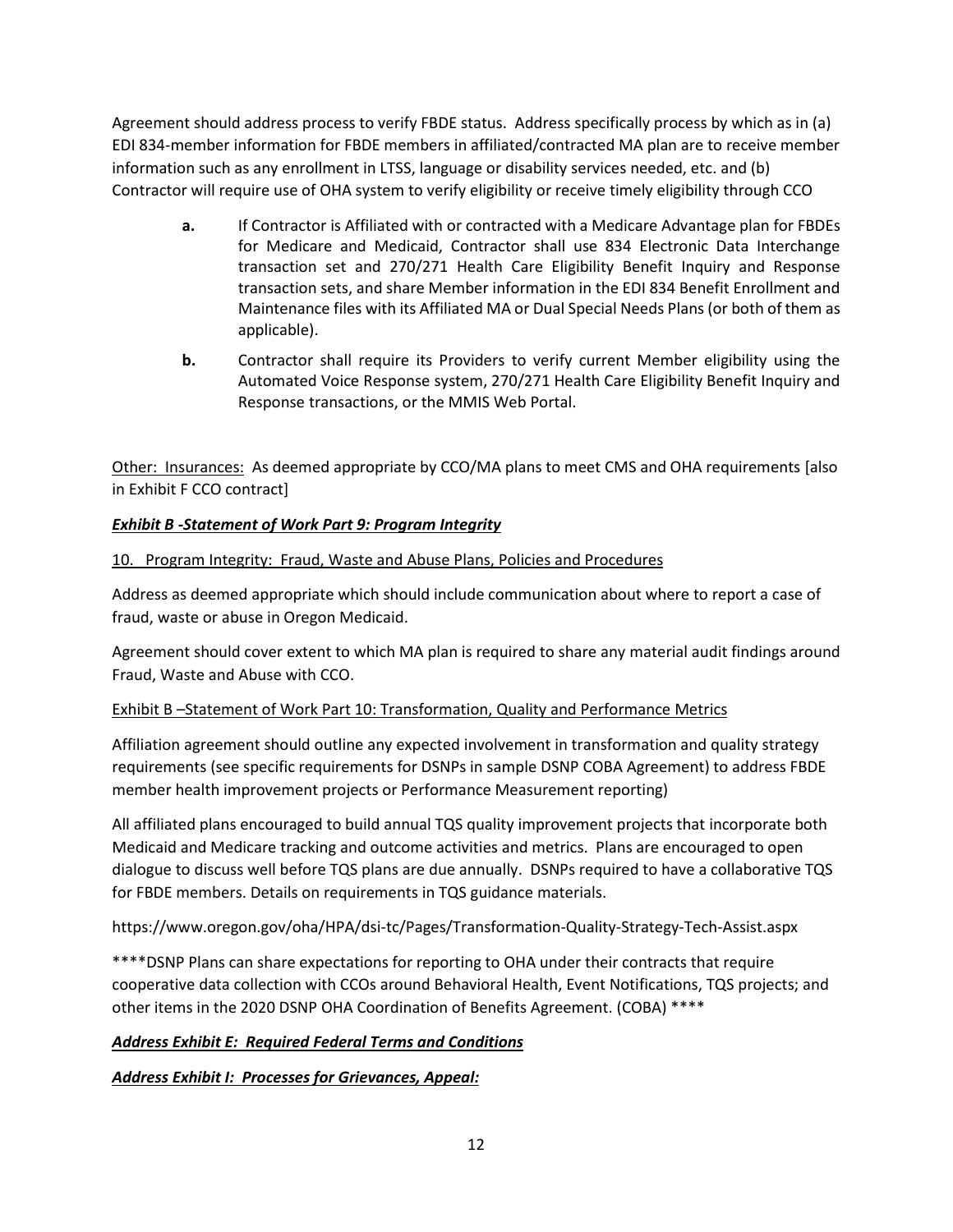Agreement should address process to verify FBDE status. Address specifically process by which as in (a) EDI 834-member information for FBDE members in affiliated/contracted MA plan are to receive member information such as any enrollment in LTSS, language or disability services needed, etc. and (b) Contractor will require use of OHA system to verify eligibility or receive timely eligibility through CCO

- **a.** If Contractor is Affiliated with or contracted with a Medicare Advantage plan for FBDEs for Medicare and Medicaid, Contractor shall use 834 Electronic Data Interchange transaction set and 270/271 Health Care Eligibility Benefit Inquiry and Response transaction sets, and share Member information in the EDI 834 Benefit Enrollment and Maintenance files with its Affiliated MA or Dual Special Needs Plans (or both of them as applicable).
- **b.** Contractor shall require its Providers to verify current Member eligibility using the Automated Voice Response system, 270/271 Health Care Eligibility Benefit Inquiry and Response transactions, or the MMIS Web Portal.

<u>Other: Insurances:</u> As deemed appropriate by CCO/MA plans to meet CMS and OHA requirements [also in Exhibit F CCO contract]

***<u>Exhibit B -Statement of Work Part 9: Program Integrity</u>***

<u>10. Program Integrity: Fraud, Waste and Abuse Plans, Policies and Procedures</u>

Address as deemed appropriate which should include communication about where to report a case of fraud, waste or abuse in Oregon Medicaid.

Agreement should cover extent to which MA plan is required to share any material audit findings around Fraud, Waste and Abuse with CCO.

<u>Exhibit B –Statement of Work Part 10: Transformation, Quality and Performance Metrics</u>

Affiliation agreement should outline any expected involvement in transformation and quality strategy requirements (see specific requirements for DSNPs in sample DSNP COBA Agreement) to address FBDE member health improvement projects or Performance Measurement reporting)

All affiliated plans encouraged to build annual TQS quality improvement projects that incorporate both Medicaid and Medicare tracking and outcome activities and metrics. Plans are encouraged to open dialogue to discuss well before TQS plans are due annually. DSNPs required to have a collaborative TQS for FBDE members. Details on requirements in TQS guidance materials.

https://www.oregon.gov/oha/HPA/dsi-tc/Pages/Transformation-Quality-Strategy-Tech-Assist.aspx

****DSNP Plans can share expectations for reporting to OHA under their contracts that require cooperative data collection with CCOs around Behavioral Health, Event Notifications, TQS projects; and other items in the 2020 DSNP OHA Coordination of Benefits Agreement. (COBA) ****

***<u>Address Exhibit E: Required Federal Terms and Conditions</u>***

***<u>Address Exhibit I: Processes for Grievances, Appeal:</u>***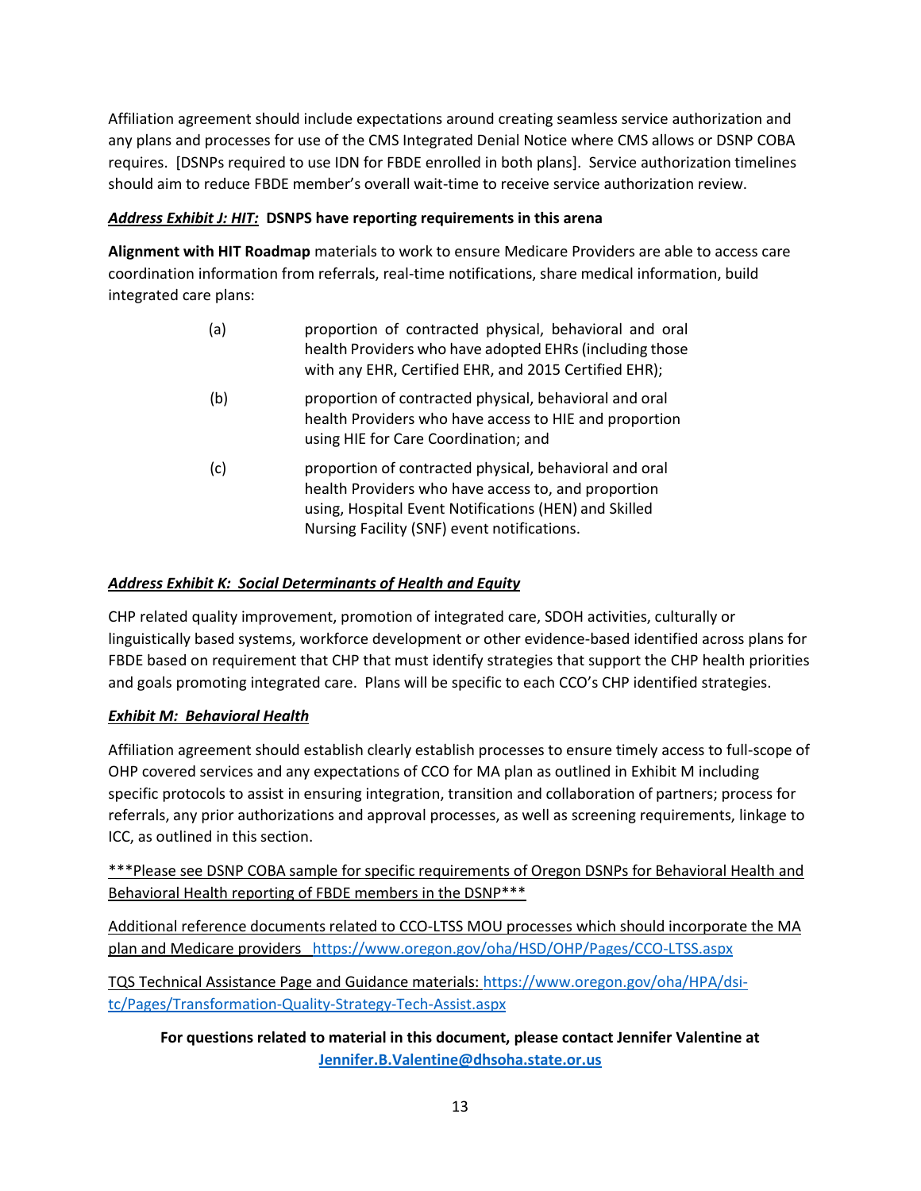Affiliation agreement should include expectations around creating seamless service authorization and any plans and processes for use of the CMS Integrated Denial Notice where CMS allows or DSNP COBA requires. [DSNPs required to use IDN for FBDE enrolled in both plans]. Service authorization timelines should aim to reduce FBDE member's overall wait-time to receive service authorization review.

***Address Exhibit J: HIT:*** **DSNPS have reporting requirements in this arena**

**Alignment with HIT Roadmap** materials to work to ensure Medicare Providers are able to access care coordination information from referrals, real-time notifications, share medical information, build integrated care plans:

(a) proportion of contracted physical, behavioral and oral health Providers who have adopted EHRs (including those with any EHR, Certified EHR, and 2015 Certified EHR);

(b) proportion of contracted physical, behavioral and oral health Providers who have access to HIE and proportion using HIE for Care Coordination; and

(c) proportion of contracted physical, behavioral and oral health Providers who have access to, and proportion using, Hospital Event Notifications (HEN) and Skilled Nursing Facility (SNF) event notifications.

***Address Exhibit K: Social Determinants of Health and Equity***

CHP related quality improvement, promotion of integrated care, SDOH activities, culturally or linguistically based systems, workforce development or other evidence-based identified across plans for FBDE based on requirement that CHP that must identify strategies that support the CHP health priorities and goals promoting integrated care. Plans will be specific to each CCO's CHP identified strategies.

***Exhibit M: Behavioral Health***

Affiliation agreement should establish clearly establish processes to ensure timely access to full-scope of OHP covered services and any expectations of CCO for MA plan as outlined in Exhibit M including specific protocols to assist in ensuring integration, transition and collaboration of partners; process for referrals, any prior authorizations and approval processes, as well as screening requirements, linkage to ICC, as outlined in this section.

***Please see DSNP COBA sample for specific requirements of Oregon DSNPs for Behavioral Health and Behavioral Health reporting of FBDE members in the DSNP***

Additional reference documents related to CCO-LTSS MOU processes which should incorporate the MA plan and Medicare providers https://www.oregon.gov/oha/HSD/OHP/Pages/CCO-LTSS.aspx

TQS Technical Assistance Page and Guidance materials: https://www.oregon.gov/oha/HPA/dsi-tc/Pages/Transformation-Quality-Strategy-Tech-Assist.aspx

**For questions related to material in this document, please contact Jennifer Valentine at Jennifer.B.Valentine@dhsoha.state.or.us**